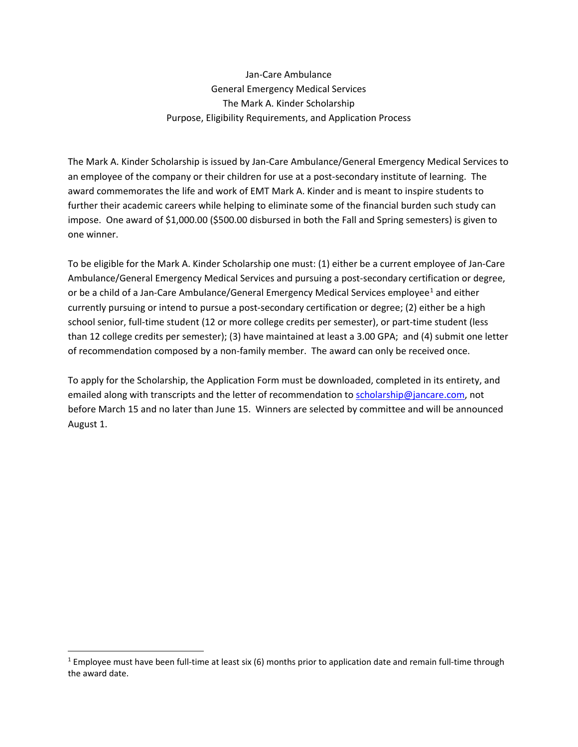# Jan-Care Ambulance
# General Emergency Medical Services
# The Mark A. Kinder Scholarship
# Purpose, Eligibility Requirements, and Application Process

The Mark A. Kinder Scholarship is issued by Jan-Care Ambulance/General Emergency Medical Services to an employee of the company or their children for use at a post-secondary institute of learning. The award commemorates the life and work of EMT Mark A. Kinder and is meant to inspire students to further their academic careers while helping to eliminate some of the financial burden such study can impose. One award of $1,000.00 ($500.00 disbursed in both the Fall and Spring semesters) is given to one winner.

To be eligible for the Mark A. Kinder Scholarship one must: (1) either be a current employee of Jan-Care Ambulance/General Emergency Medical Services and pursuing a post-secondary certification or degree, or be a child of a Jan-Care Ambulance/General Emergency Medical Services employee[1] and either currently pursuing or intend to pursue a post-secondary certification or degree; (2) either be a high school senior, full-time student (12 or more college credits per semester), or part-time student (less than 12 college credits per semester); (3) have maintained at least a 3.00 GPA; and (4) submit one letter of recommendation composed by a non-family member. The award can only be received once.

To apply for the Scholarship, the Application Form must be downloaded, completed in its entirety, and emailed along with transcripts and the letter of recommendation to [scholarship@jancare.com](mailto:scholarship@jancare.com), not before March 15 and no later than June 15. Winners are selected by committee and will be announced August 1.

---

[1] Employee must have been full-time at least six (6) months prior to application date and remain full-time through the award date.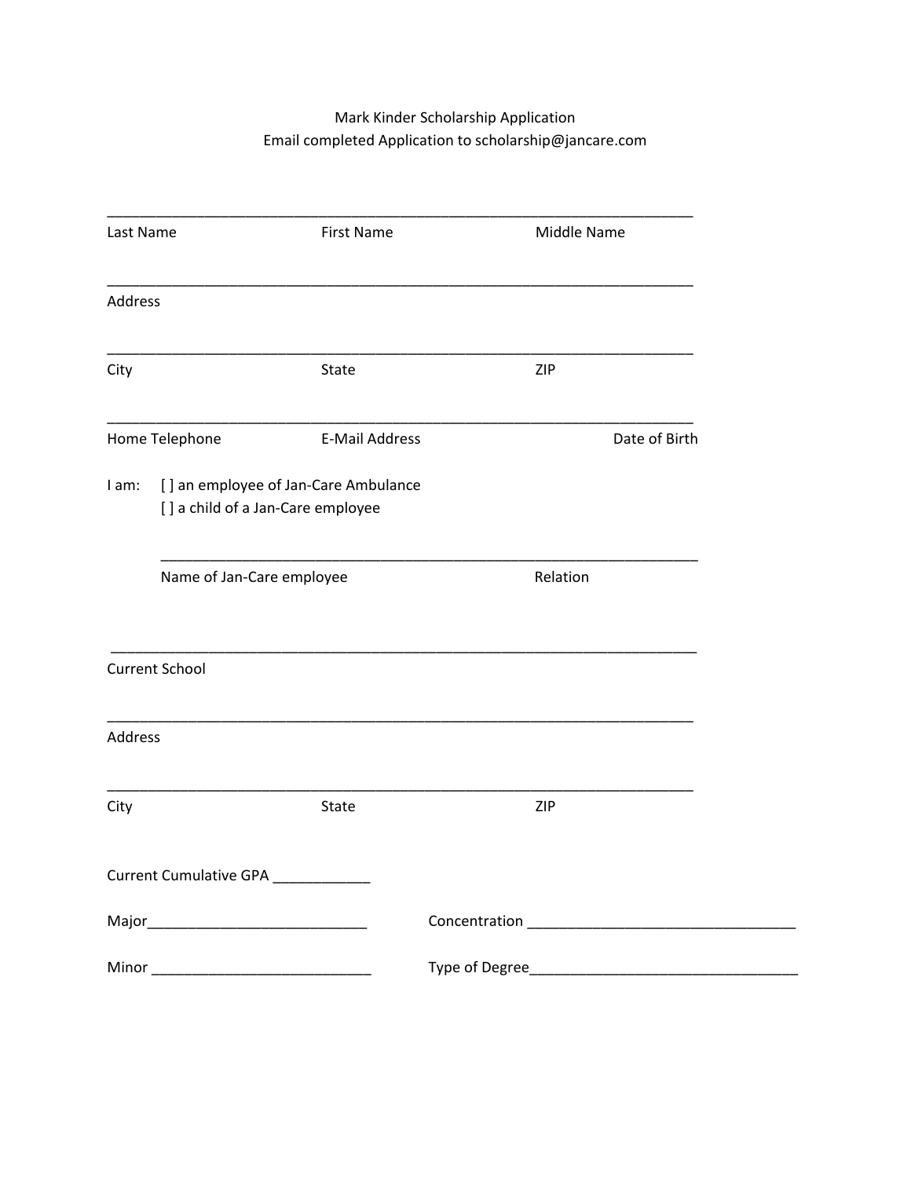Mark Kinder Scholarship Application
Email completed Application to scholarship@jancare.com

___________________________________________________________________________

Last Name First Name Middle Name

___________________________________________________________________________

Address

___________________________________________________________________________

City State ZIP

___________________________________________________________________________

Home Telephone E-Mail Address Date of Birth

I am: [ ] an employee of Jan-Care Ambulance
[ ] a child of a Jan-Care employee

___________________________________________________________________________

Name of Jan-Care employee Relation

___________________________________________________________________________

Current School

___________________________________________________________________________

Address

___________________________________________________________________________

City State ZIP

Current Cumulative GPA ____________

Major___________________________ Concentration _________________________________

Minor ___________________________ Type of Degree_________________________________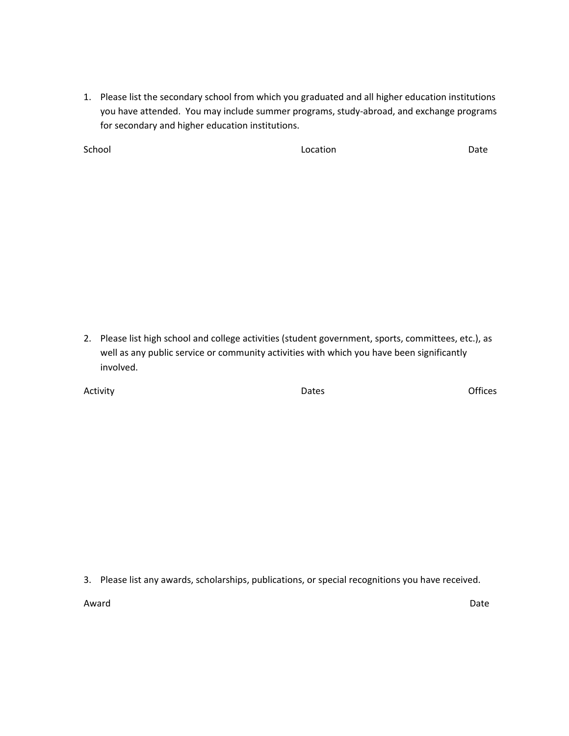1. Please list the secondary school from which you graduated and all higher education institutions you have attended. You may include summer programs, study-abroad, and exchange programs for secondary and higher education institutions.

| School | Location | Date |
| --- | --- | --- |
| | | |

2. Please list high school and college activities (student government, sports, committees, etc.), as well as any public service or community activities with which you have been significantly involved.

| Activity | Dates | Offices |
| --- | --- | --- |
| | | |

3. Please list any awards, scholarships, publications, or special recognitions you have received.

| Award | Date |
| --- | --- |
| | |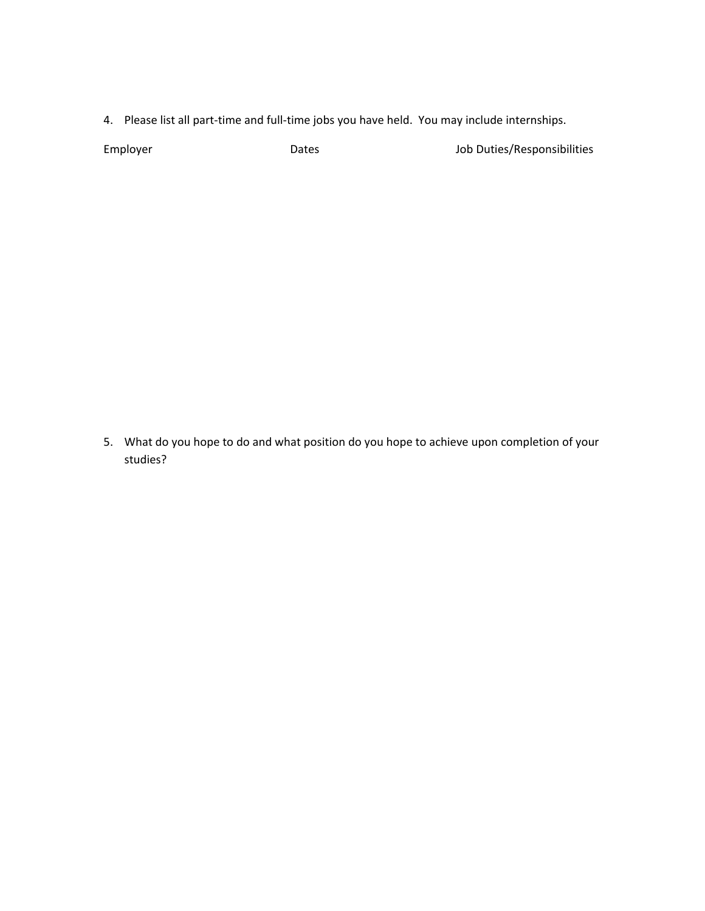4. Please list all part-time and full-time jobs you have held. You may include internships.

| Employer | Dates | Job Duties/Responsibilities |
| --- | --- | --- |

5. What do you hope to do and what position do you hope to achieve upon completion of your studies?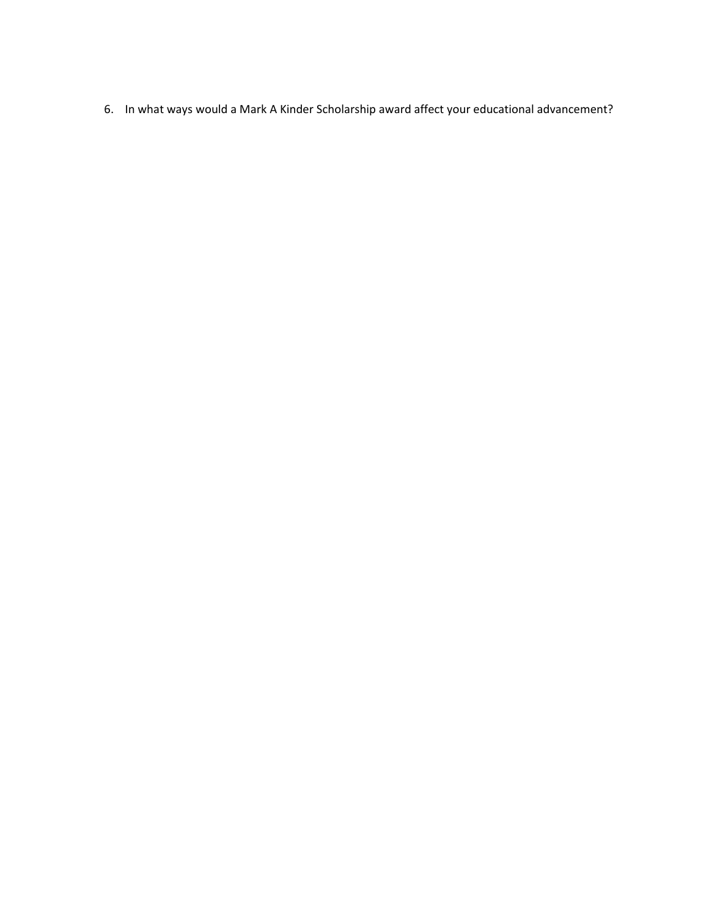6. In what ways would a Mark A Kinder Scholarship award affect your educational advancement?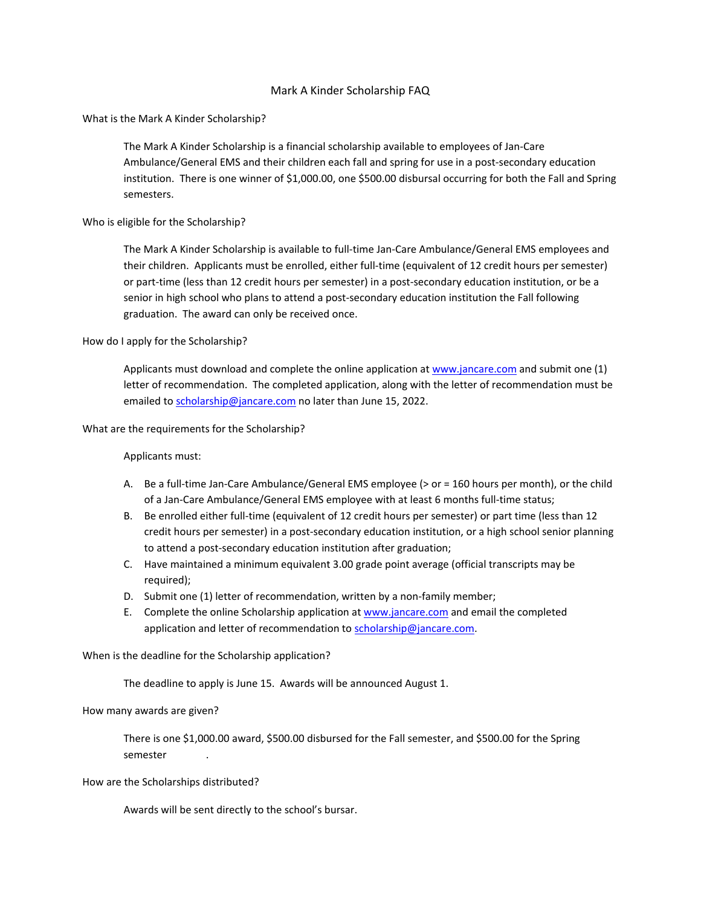# Mark A Kinder Scholarship FAQ

What is the Mark A Kinder Scholarship?

The Mark A Kinder Scholarship is a financial scholarship available to employees of Jan-Care Ambulance/General EMS and their children each fall and spring for use in a post-secondary education institution. There is one winner of $1,000.00, one $500.00 disbursal occurring for both the Fall and Spring semesters.

Who is eligible for the Scholarship?

The Mark A Kinder Scholarship is available to full-time Jan-Care Ambulance/General EMS employees and their children. Applicants must be enrolled, either full-time (equivalent of 12 credit hours per semester) or part-time (less than 12 credit hours per semester) in a post-secondary education institution, or be a senior in high school who plans to attend a post-secondary education institution the Fall following graduation. The award can only be received once.

How do I apply for the Scholarship?

Applicants must download and complete the online application at www.jancare.com and submit one (1) letter of recommendation. The completed application, along with the letter of recommendation must be emailed to scholarship@jancare.com no later than June 15, 2022.

What are the requirements for the Scholarship?

Applicants must:

A. Be a full-time Jan-Care Ambulance/General EMS employee (> or = 160 hours per month), or the child of a Jan-Care Ambulance/General EMS employee with at least 6 months full-time status;
B. Be enrolled either full-time (equivalent of 12 credit hours per semester) or part time (less than 12 credit hours per semester) in a post-secondary education institution, or a high school senior planning to attend a post-secondary education institution after graduation;
C. Have maintained a minimum equivalent 3.00 grade point average (official transcripts may be required);
D. Submit one (1) letter of recommendation, written by a non-family member;
E. Complete the online Scholarship application at www.jancare.com and email the completed application and letter of recommendation to scholarship@jancare.com.

When is the deadline for the Scholarship application?

The deadline to apply is June 15. Awards will be announced August 1.

How many awards are given?

There is one $1,000.00 award, $500.00 disbursed for the Fall semester, and $500.00 for the Spring semester .

How are the Scholarships distributed?

Awards will be sent directly to the school's bursar.